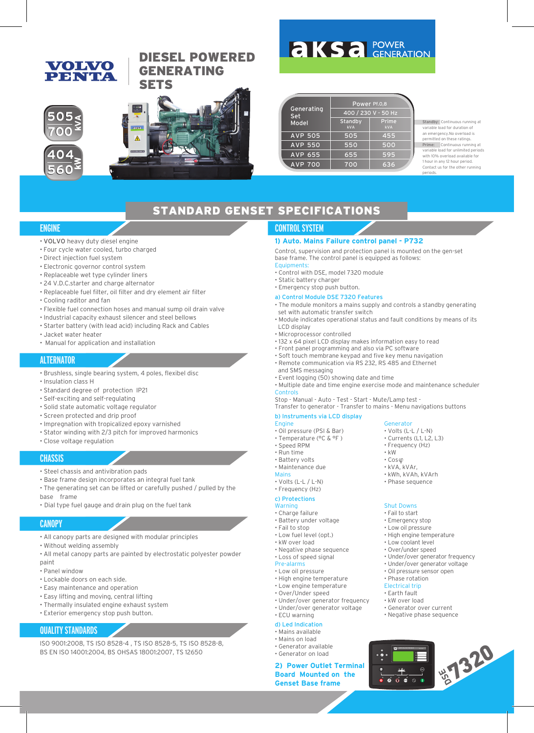VOLVO PENTA

# DIESEL POWERED GENERATING SETS

aksa POWER GENERATION

505 kVA 700

404 kW 560

| Generating Set Model | Power Pf.0,8 | |
|---|---|---|
| | 400 / 230 V - 50 Hz | |
| | Standby kVA | Prime kVA |
| AVP 505 | 505 | 455 |
| AVP 550 | 550 | 500 |
| AVP 655 | 655 | 595 |
| AVP 700 | 700 | 636 |

Standby: Continuous running at variable load for duration of an emergency.No overload is permitted on these ratings.
Prime: Continuous running at variable load for unlimited periods with 10% overload available for 1 hour in any 12 hour period.
Contact us for the other running periods.

# STANDARD GENSET SPECIFICATIONS

## ENGINE

- VOLVO heavy duty diesel engine
- Four cycle water cooled, turbo charged
- Direct injection fuel system
- Electronic governor control system
- Replaceable wet type cylinder liners
- 24 V.D.C.starter and charge alternator
- Replaceable fuel filter, oil filter and dry element air filter
- Cooling raditor and fan
- Flexible fuel connection hoses and manual sump oil drain valve
- Industrial capacity exhaust silencer and steel bellows
- Starter battery (with lead acid) including Rack and Cables
- Jacket water heater
- Manual for application and installation

## ALTERNATOR

- Brushless, single bearing system, 4 poles, flexibel disc
- Insulation class H
- Standard degree of protection IP21
- Self-exciting and self-regulating
- Solid state automatic voltage regulator
- Screen protected and drip proof
- Impregnation with tropicalized epoxy varnished
- Stator winding with 2/3 pitch for improved harmonics
- Close voltage regulation

## CHASSIS

- Steel chassis and antivibration pads
- Base frame design incorporates an integral fuel tank
- The generating set can be lifted or carefully pushed / pulled by the base frame
- Dial type fuel gauge and drain plug on the fuel tank

## CANOPY

- All canopy parts are designed with modular principles
- Without welding assembly
- All metal canopy parts are painted by electrostatic polyester powder paint
- Panel window
- Lockable doors on each side.
- Easy maintenance and operation
- Easy lifting and moving, central lifting
- Thermally insulated engine exhaust system
- Exterior emergency stop push button.

## QUALITY STANDARDS

ISO 9001:2008, TS ISO 8528-4 , TS ISO 8528-5, TS ISO 8528-8, BS EN ISO 14001:2004, BS OHSAS 18001:2007, TS 12650

## CONTROL SYSTEM

### 1) Auto. Mains Failure control panel - P732

Control, supervision and protection panel is mounted on the gen-set base frame. The control panel is equipped as follows:

Equipments:
- Control with DSE, model 7320 module
- Static battery charger
- Emergency stop push button.

#### a) Control Module DSE 7320 Features

- The module monitors a mains supply and controls a standby generating set with automatic transfer switch
- Module indicates operational status and fault conditions by means of its LCD display
- Microprocessor controlled
- 132 x 64 pixel LCD display makes information easy to read
- Front panel programming and also via PC software
- Soft touch membrane keypad and five key menu navigation
- Remote communication via RS 232, RS 485 and Ethernet and SMS messaging
- Event logging (50) showing date and time
- Multiple date and time engine exercise mode and maintenance scheduler

Controls

Stop - Manual - Auto - Test - Start - Mute/Lamp test - Transfer to generator - Transfer to mains - Menu navigations buttons

#### b) Instruments via LCD display

Engine
- Oil pressure (PSI & Bar)
- Temperature (°C & °F )
- Speed RPM
- Run time
- Battery volts
- Maintenance due

Mains
- Volts (L-L / L-N)
- Frequency (Hz)

Generator
- Volts (L-L / L-N)
- Currents (L1, L2, L3)
- Frequency (Hz)
- kW
- Cosφ
- kVA, kVAr,
- kWh, kVAh, kVArh
- Phase sequence

#### c) Protections

Warning
- Charge failure
- Battery under voltage
- Fail to stop
- Low fuel level (opt.)
- kW over load
- Negative phase sequence
- Loss of speed signal

Pre-alarms
- Low oil pressure
- High engine temperature
- Low engine temperature
- Over/Under speed
- Under/over generator frequency
- Under/over generator voltage
- ECU warning

Shut Downs
- Fail to start
- Emergency stop
- Low oil pressure
- High engine temperature
- Low coolant level
- Over/under speed
- Under/over generator frequency
- Under/over generator voltage
- Oil pressure sensor open
- Phase rotation

Electrical trip
- Earth fault
- kW over load
- Generator over current
- Negative phase sequence

#### d) Led Indication

- Mains available
- Mains on load
- Generator available
- Generator on load

### 2) Power Outlet Terminal Board Mounted on the Genset Base frame

DSE 7320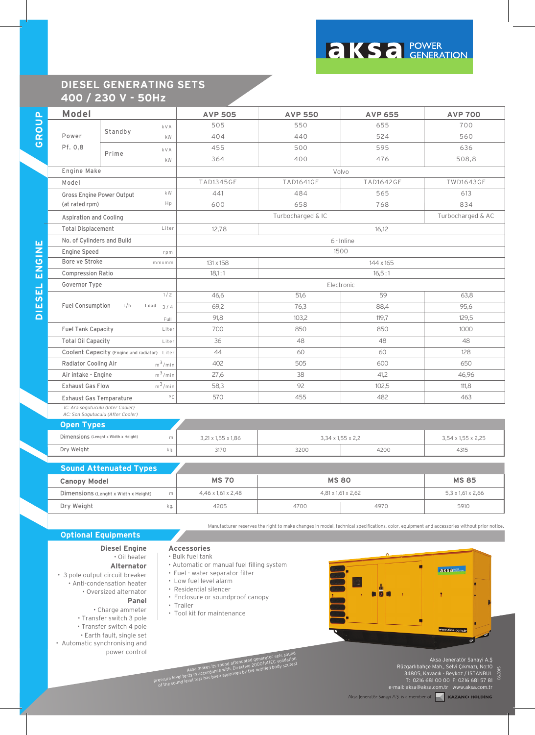# DIESEL GENERATING SETS
## 400 / 230 V - 50Hz

GROUP

| Model | | | AVP 505 | AVP 550 | AVP 655 | AVP 700 |
|---|---|---|---|---|---|---|
| Power Pf. 0,8 | Standby | kVA | 505 | 550 | 655 | 700 |
| | | kW | 404 | 440 | 524 | 560 |
| | Prime | kVA | 455 | 500 | 595 | 636 |
| | | kW | 364 | 400 | 476 | 508,8 |

DIESEL ENGINE

| | | AVP 505 | AVP 550 | AVP 655 | AVP 700 |
|---|---|---|---|---|---|
| Engine Make | | Volvo | | | |
| Model | | TAD1345GE | TAD1641GE | TAD1642GE | TWD1643GE |
| Gross Engine Power Output (at rated rpm) | kW | 441 | 484 | 565 | 613 |
| | Hp | 600 | 658 | 768 | 834 |
| Aspiration and Cooling | | Turbocharged & IC | | | Turbocharged & AC |
| Total Displacement | Liter | 12,78 | 16,12 | | |
| No. of Cylinders and Build | | 6 - Inline | | | |
| Engine Speed | rpm | 1500 | | | |
| Bore ve Stroke | mmxmm | 131 x 158 | 144 x 165 | | |
| Compression Ratio | | 18,1 : 1 | 16,5 : 1 | | |
| Governor Type | | Electronic | | | |
| Fuel Consumption L/h Load | 1/2 | 46,6 | 51,6 | 59 | 63,8 |
| | 3/4 | 69,2 | 76,3 | 88,4 | 95,6 |
| | Full | 91,8 | 103,2 | 119,7 | 129,5 |
| Fuel Tank Capacity | Liter | 700 | 850 | 850 | 1000 |
| Total Oil Capacity | Liter | 36 | 48 | 48 | 48 |
| Coolant Capacity (Engine and radiator) | Liter | 44 | 60 | 60 | 128 |
| Radiator Cooling Air | $m^3$/min | 402 | 505 | 600 | 650 |
| Air intake - Engine | $m^3$/min | 27,6 | 38 | 41,2 | 46,96 |
| Exhaust Gas Flow | $m^3$/min | 58,3 | 92 | 102,5 | 111,8 |
| Exhaust Gas Temparature | °C | 570 | 455 | 482 | 463 |

*IC: Ara sogutuculu (Inter Cooler)*
*AC: Son Sogutuculu (After Cooler)*

## Open Types

| | | AVP 505 | AVP 550 | AVP 655 | AVP 700 |
|---|---|---|---|---|---|
| Dimensions (Lenght x Width x Height) | m | 3,21 x 1,55 x 1,86 | 3,34 x 1,55 x 2,2 | | 3,54 x 1,55 x 2,25 |
| Dry Weight | kg. | 3170 | 3200 | 4200 | 4315 |

## Sound Attenuated Types

| Canopy Model | | MS 70 | MS 80 | | MS 85 |
|---|---|---|---|---|---|
| Dimensions (Lenght x Width x Height) | m | 4,46 x 1,61 x 2,48 | 4,81 x 1,61 x 2,62 | | 5,3 x 1,61 x 2,66 |
| Dry Weight | kg. | 4205 | 4700 | 4970 | 5910 |

Manufacturer reserves the right to make changes in model, technical specifications, color, equipment and accessories without prior notice.

## Optional Equipments

**Diesel Engine**
- Oil heater

**Alternator**
- 3 pole output circuit breaker
- Anti-condensation heater
- Oversized alternator

**Panel**
- Charge ammeter
- Transfer switch 3 pole
- Transfer switch 4 pole
- Earth fault, single set
- Automatic synchronising and power control

**Accessories**
- Bulk fuel tank
- Automatic or manual fuel filling system
- Fuel - water separator filter
- Low fuel level alarm
- Residential silencer
- Enclosure or soundproof canopy
- Trailer
- Tool kit for maintenance

Aksa makes its sound attenuated generator sets sound pressure level tests in accordance with, Directive 2000/14/EC validation of the sound level test has been approved by the notified body szutest

Aksa Jeneratör Sanayi A.Ş
Rüzgarlıbahçe Mah., Selvi Çıkmazı, No:10
34805, Kavacık - Beykoz / İSTANBUL
T: 0216 681 00 00 F: 0216 681 57 81
e-mail: aksa@aksa.com.tr www.aksa.com.tr

Aksa Jeneratör Sanayi A.Ş. is a member of KAZANCI HOLDİNG